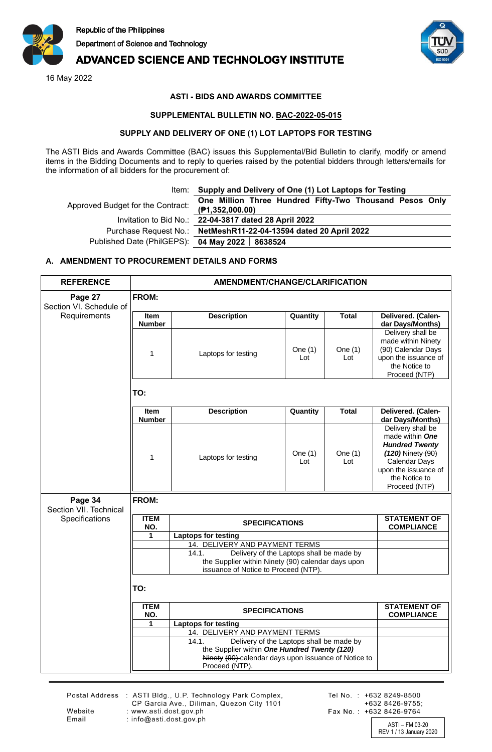Republic of the Philippines
Department of Science and Technology

# ADVANCED SCIENCE AND TECHNOLOGY INSTITUTE

16 May 2022

**ASTI - BIDS AND AWARDS COMMITTEE**

**SUPPLEMENTAL BULLETIN NO. BAC-2022-05-015**

**SUPPLY AND DELIVERY OF ONE (1) LOT LAPTOPS FOR TESTING**

The ASTI Bids and Awards Committee (BAC) issues this Supplemental/Bid Bulletin to clarify, modify or amend items in the Bidding Documents and to reply to queries raised by the potential bidders through letters/emails for the information of all bidders for the procurement of:

| | |
|---|---|
| Item: | **Supply and Delivery of One (1) Lot Laptops for Testing** |
| Approved Budget for the Contract: | **One Million Three Hundred Fifty-Two Thousand Pesos Only (₱1,352,000.00)** |
| Invitation to Bid No.: | **22-04-3817 dated 28 April 2022** |
| Purchase Request No.: | **NetMeshR11-22-04-13594 dated 20 April 2022** |
| Published Date (PhilGEPS): | **04 May 2022 │ 8638524** |

## A. AMENDMENT TO PROCUREMENT DETAILS AND FORMS

| REFERENCE | AMENDMENT/CHANGE/CLARIFICATION |
|---|---|
| **Page 27** Section VI. Schedule of Requirements | **FROM:** |

| Item Number | Description | Quantity | Total | Delivered. (Calendar Days/Months) |
|---|---|---|---|---|
| 1 | Laptops for testing | One (1) Lot | One (1) Lot | Delivery shall be made within Ninety (90) Calendar Days upon the issuance of the Notice to Proceed (NTP) |

**TO:**

| Item Number | Description | Quantity | Total | Delivered. (Calendar Days/Months) |
|---|---|---|---|---|
| 1 | Laptops for testing | One (1) Lot | One (1) Lot | Delivery shall be made within ***One Hundred Twenty (120)*** ~~Ninety (90)~~ Calendar Days upon the issuance of the Notice to Proceed (NTP) |

| REFERENCE | AMENDMENT/CHANGE/CLARIFICATION |
|---|---|
| **Page 34** Section VII. Technical Specifications | **FROM:** |

| ITEM NO. | SPECIFICATIONS | STATEMENT OF COMPLIANCE |
|---|---|---|
| 1 | **Laptops for testing** | |
| | 14. DELIVERY AND PAYMENT TERMS | |
| | 14.1. Delivery of the Laptops shall be made by the Supplier within Ninety (90) calendar days upon issuance of Notice to Proceed (NTP). | |

**TO:**

| ITEM NO. | SPECIFICATIONS | STATEMENT OF COMPLIANCE |
|---|---|---|
| 1 | **Laptops for testing** | |
| | 14. DELIVERY AND PAYMENT TERMS | |
| | 14.1. Delivery of the Laptops shall be made by the Supplier within ***One Hundred Twenty (120)*** ~~Ninety (90)~~ calendar days upon issuance of Notice to Proceed (NTP). | |

Postal Address : ASTI Bldg., U.P. Technology Park Complex, CP Garcia Ave., Diliman, Quezon City 1101
Website : www.asti.dost.gov.ph
Email : info@asti.dost.gov.ph

Tel No. : +632 8249-8500
+632 8426-9755;
Fax No. : +632 8426-9764

ASTI – FM 03-20
REV 1 / 13 January 2020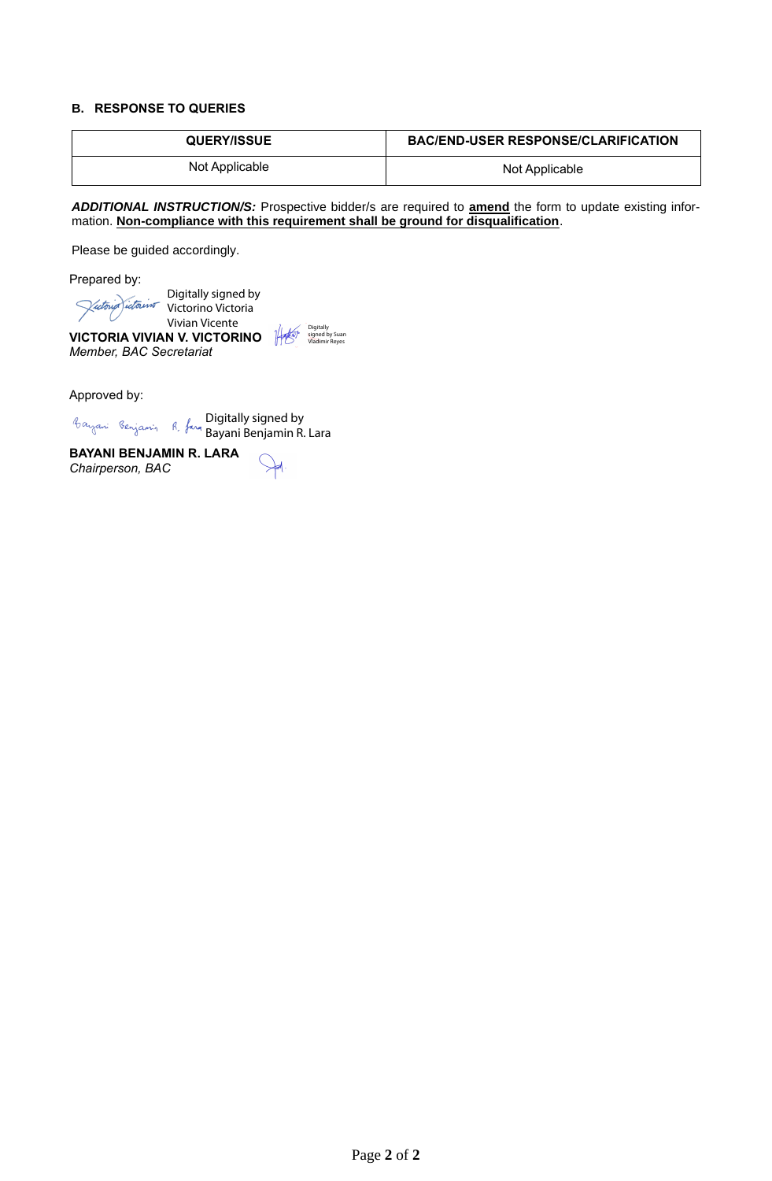### B. RESPONSE TO QUERIES

| QUERY/ISSUE | BAC/END-USER RESPONSE/CLARIFICATION |
| --- | --- |
| Not Applicable | Not Applicable |

***ADDITIONAL INSTRUCTION/S:*** Prospective bidder/s are required to **amend** the form to update existing information. **Non-compliance with this requirement shall be ground for disqualification**.

Please be guided accordingly.

Prepared by:

Digitally signed by Victorino Victoria Vivian Vicente

**VICTORIA VIVIAN V. VICTORINO**
*Member, BAC Secretariat*

Digitally signed by Suan Vladimir Reyes

Approved by:

Digitally signed by Bayani Benjamin R. Lara

**BAYANI BENJAMIN R. LARA**
*Chairperson, BAC*